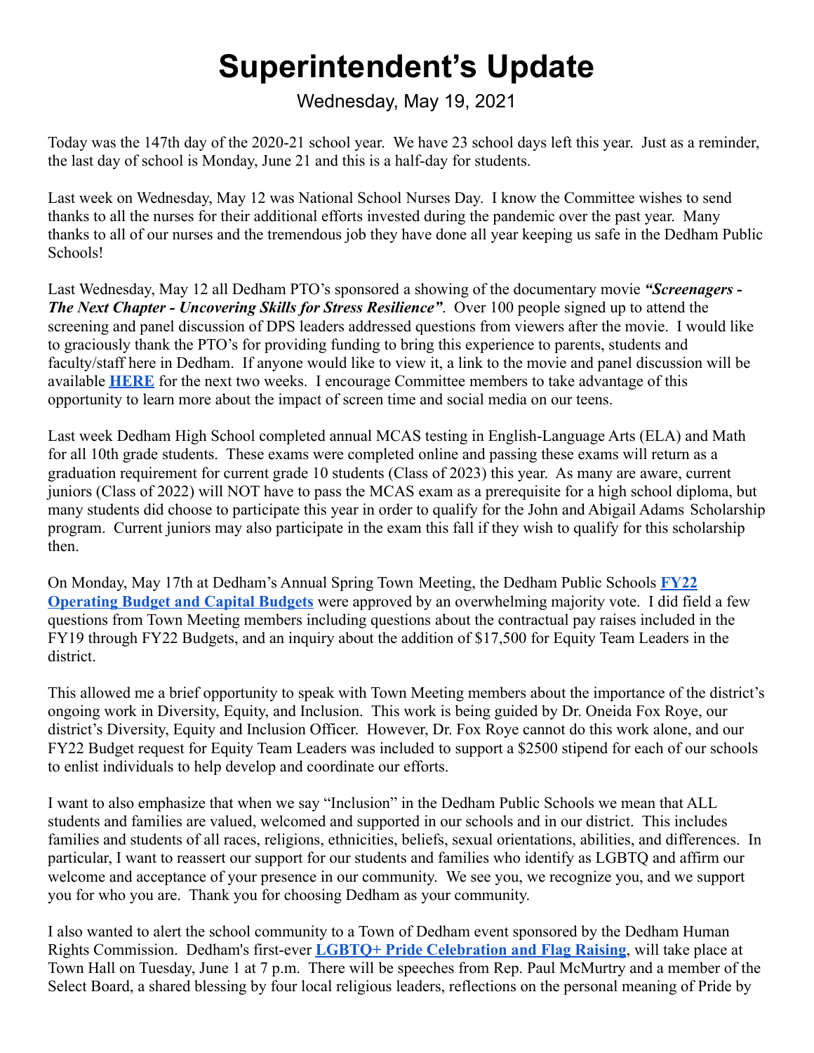# Superintendent's Update

Wednesday, May 19, 2021

Today was the 147th day of the 2020-21 school year. We have 23 school days left this year. Just as a reminder, the last day of school is Monday, June 21 and this is a half-day for students.

Last week on Wednesday, May 12 was National School Nurses Day. I know the Committee wishes to send thanks to all the nurses for their additional efforts invested during the pandemic over the past year. Many thanks to all of our nurses and the tremendous job they have done all year keeping us safe in the Dedham Public Schools!

Last Wednesday, May 12 all Dedham PTO's sponsored a showing of the documentary movie ***"Screenagers - The Next Chapter - Uncovering Skills for Stress Resilience"***. Over 100 people signed up to attend the screening and panel discussion of DPS leaders addressed questions from viewers after the movie. I would like to graciously thank the PTO's for providing funding to bring this experience to parents, students and faculty/staff here in Dedham. If anyone would like to view it, a link to the movie and panel discussion will be available **HERE** for the next two weeks. I encourage Committee members to take advantage of this opportunity to learn more about the impact of screen time and social media on our teens.

Last week Dedham High School completed annual MCAS testing in English-Language Arts (ELA) and Math for all 10th grade students. These exams were completed online and passing these exams will return as a graduation requirement for current grade 10 students (Class of 2023) this year. As many are aware, current juniors (Class of 2022) will NOT have to pass the MCAS exam as a prerequisite for a high school diploma, but many students did choose to participate this year in order to qualify for the John and Abigail Adams Scholarship program. Current juniors may also participate in the exam this fall if they wish to qualify for this scholarship then.

On Monday, May 17th at Dedham's Annual Spring Town Meeting, the Dedham Public Schools **FY22 Operating Budget and Capital Budgets** were approved by an overwhelming majority vote. I did field a few questions from Town Meeting members including questions about the contractual pay raises included in the FY19 through FY22 Budgets, and an inquiry about the addition of $17,500 for Equity Team Leaders in the district.

This allowed me a brief opportunity to speak with Town Meeting members about the importance of the district's ongoing work in Diversity, Equity, and Inclusion. This work is being guided by Dr. Oneida Fox Roye, our district's Diversity, Equity and Inclusion Officer. However, Dr. Fox Roye cannot do this work alone, and our FY22 Budget request for Equity Team Leaders was included to support a $2500 stipend for each of our schools to enlist individuals to help develop and coordinate our efforts.

I want to also emphasize that when we say "Inclusion" in the Dedham Public Schools we mean that ALL students and families are valued, welcomed and supported in our schools and in our district. This includes families and students of all races, religions, ethnicities, beliefs, sexual orientations, abilities, and differences. In particular, I want to reassert our support for our students and families who identify as LGBTQ and affirm our welcome and acceptance of your presence in our community. We see you, we recognize you, and we support you for who you are. Thank you for choosing Dedham as your community.

I also wanted to alert the school community to a Town of Dedham event sponsored by the Dedham Human Rights Commission. Dedham's first-ever **LGBTQ+ Pride Celebration and Flag Raising**, will take place at Town Hall on Tuesday, June 1 at 7 p.m. There will be speeches from Rep. Paul McMurtry and a member of the Select Board, a shared blessing by four local religious leaders, reflections on the personal meaning of Pride by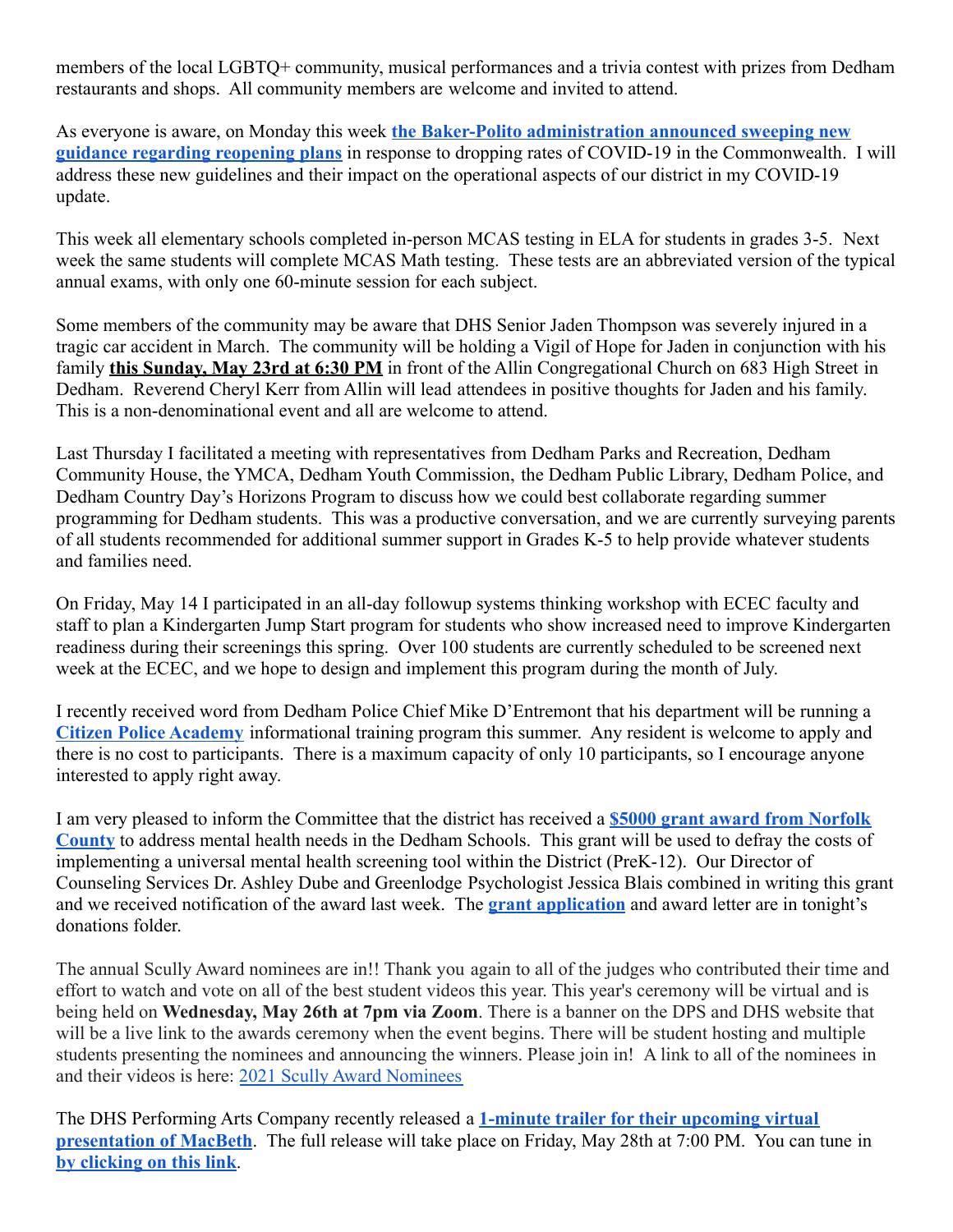members of the local LGBTQ+ community, musical performances and a trivia contest with prizes from Dedham restaurants and shops.  All community members are welcome and invited to attend.

As everyone is aware, on Monday this week **the Baker-Polito administration announced sweeping new guidance regarding reopening plans** in response to dropping rates of COVID-19 in the Commonwealth.  I will address these new guidelines and their impact on the operational aspects of our district in my COVID-19 update.

This week all elementary schools completed in-person MCAS testing in ELA for students in grades 3-5.  Next week the same students will complete MCAS Math testing.  These tests are an abbreviated version of the typical annual exams, with only one 60-minute session for each subject.

Some members of the community may be aware that DHS Senior Jaden Thompson was severely injured in a tragic car accident in March.  The community will be holding a Vigil of Hope for Jaden in conjunction with his family **this Sunday, May 23rd at 6:30 PM** in front of the Allin Congregational Church on 683 High Street in Dedham.  Reverend Cheryl Kerr from Allin will lead attendees in positive thoughts for Jaden and his family.  This is a non-denominational event and all are welcome to attend.

Last Thursday I facilitated a meeting with representatives from Dedham Parks and Recreation, Dedham Community House, the YMCA, Dedham Youth Commission, the Dedham Public Library, Dedham Police, and Dedham Country Day's Horizons Program to discuss how we could best collaborate regarding summer programming for Dedham students.  This was a productive conversation, and we are currently surveying parents of all students recommended for additional summer support in Grades K-5 to help provide whatever students and families need.

On Friday, May 14 I participated in an all-day followup systems thinking workshop with ECEC faculty and staff to plan a Kindergarten Jump Start program for students who show increased need to improve Kindergarten readiness during their screenings this spring.  Over 100 students are currently scheduled to be screened next week at the ECEC, and we hope to design and implement this program during the month of July.

I recently received word from Dedham Police Chief Mike D'Entremont that his department will be running a **Citizen Police Academy** informational training program this summer.  Any resident is welcome to apply and there is no cost to participants.  There is a maximum capacity of only 10 participants, so I encourage anyone interested to apply right away.

I am very pleased to inform the Committee that the district has received a **$5000 grant award from Norfolk County** to address mental health needs in the Dedham Schools.  This grant will be used to defray the costs of implementing a universal mental health screening tool within the District (PreK-12).  Our Director of Counseling Services Dr. Ashley Dube and Greenlodge Psychologist Jessica Blais combined in writing this grant and we received notification of the award last week.  The **grant application** and award letter are in tonight's donations folder.

The annual Scully Award nominees are in!! Thank you again to all of the judges who contributed their time and effort to watch and vote on all of the best student videos this year. This year's ceremony will be virtual and is being held on **Wednesday, May 26th at 7pm via Zoom**. There is a banner on the DPS and DHS website that will be a live link to the awards ceremony when the event begins. There will be student hosting and multiple students presenting the nominees and announcing the winners. Please join in!  A link to all of the nominees in and their videos is here: 2021 Scully Award Nominees

The DHS Performing Arts Company recently released a **1-minute trailer for their upcoming virtual presentation of MacBeth**.  The full release will take place on Friday, May 28th at 7:00 PM.  You can tune in **by clicking on this link**.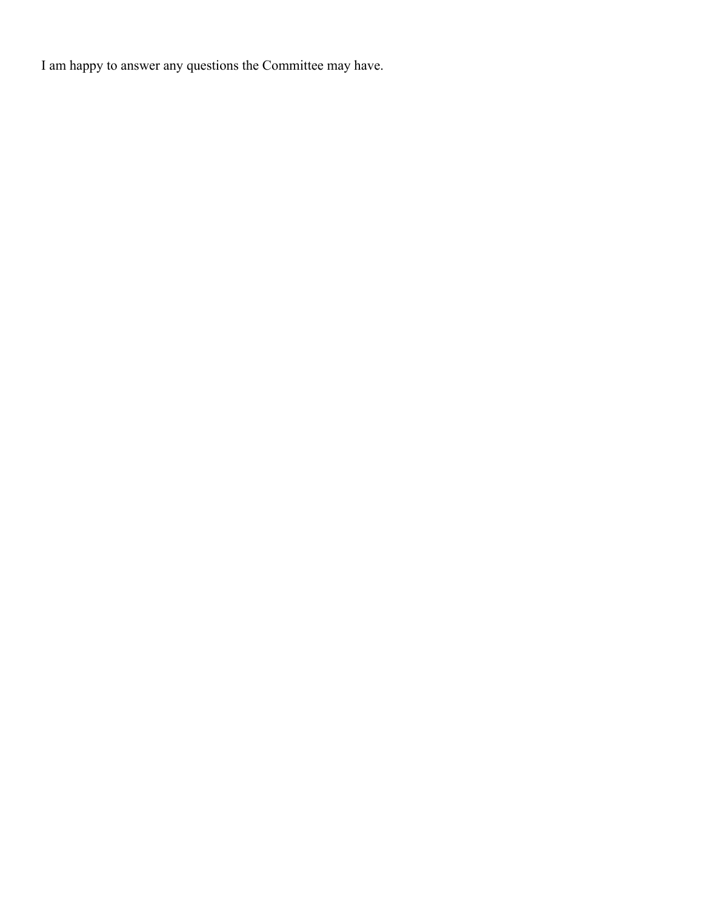I am happy to answer any questions the Committee may have.